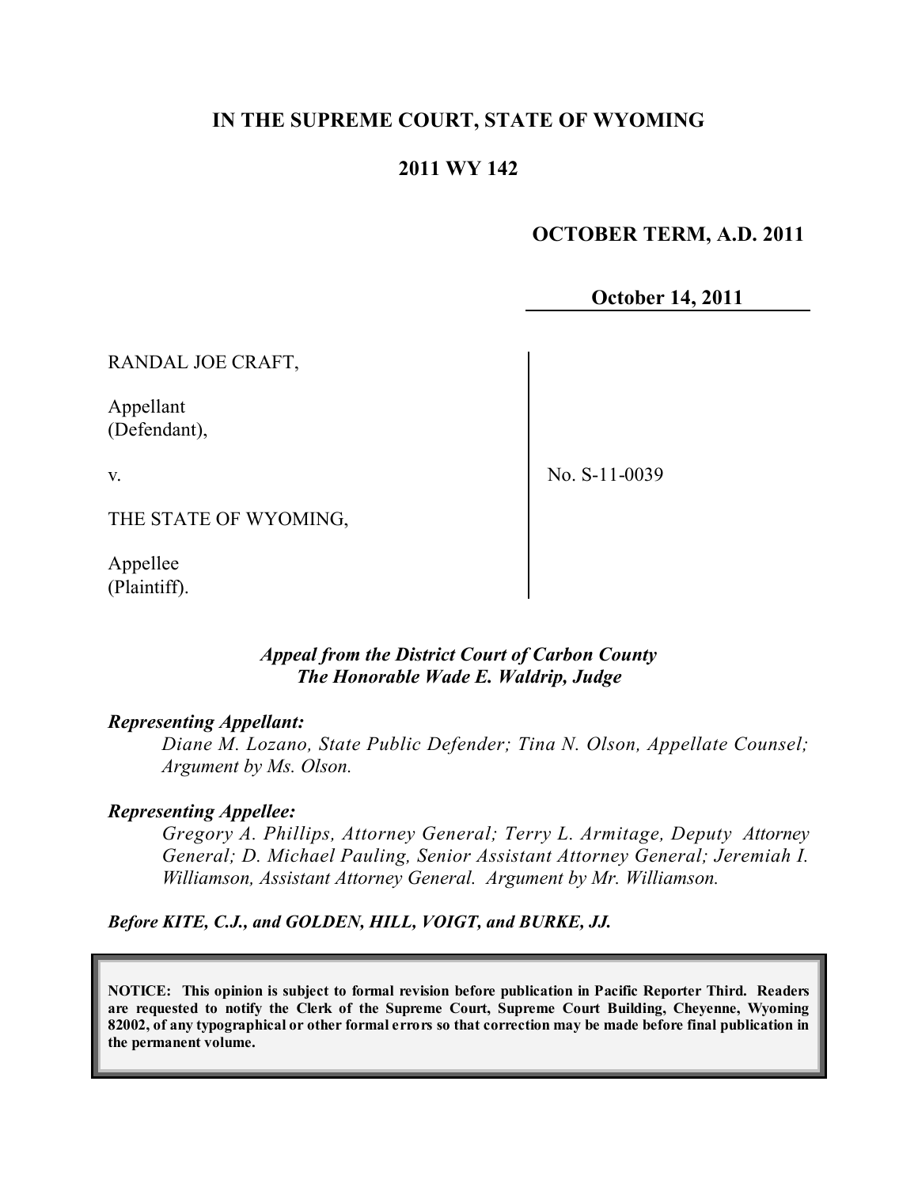# IN THE SUPREME COURT, STATE OF WYOMING

## 2011 WY 142

**OCTOBER TERM, A.D. 2011**

**October 14, 2011**

RANDAL JOE CRAFT,

Appellant
(Defendant),

v.

THE STATE OF WYOMING,

Appellee
(Plaintiff).

No. S-11-0039

*Appeal from the District Court of Carbon County*
*The Honorable Wade E. Waldrip, Judge*

***Representing Appellant:***

*Diane M. Lozano, State Public Defender; Tina N. Olson, Appellate Counsel; Argument by Ms. Olson.*

***Representing Appellee:***

*Gregory A. Phillips, Attorney General; Terry L. Armitage, Deputy Attorney General; D. Michael Pauling, Senior Assistant Attorney General; Jeremiah I. Williamson, Assistant Attorney General. Argument by Mr. Williamson.*

***Before KITE, C.J., and GOLDEN, HILL, VOIGT, and BURKE, JJ.***

**NOTICE: This opinion is subject to formal revision before publication in Pacific Reporter Third. Readers are requested to notify the Clerk of the Supreme Court, Supreme Court Building, Cheyenne, Wyoming 82002, of any typographical or other formal errors so that correction may be made before final publication in the permanent volume.**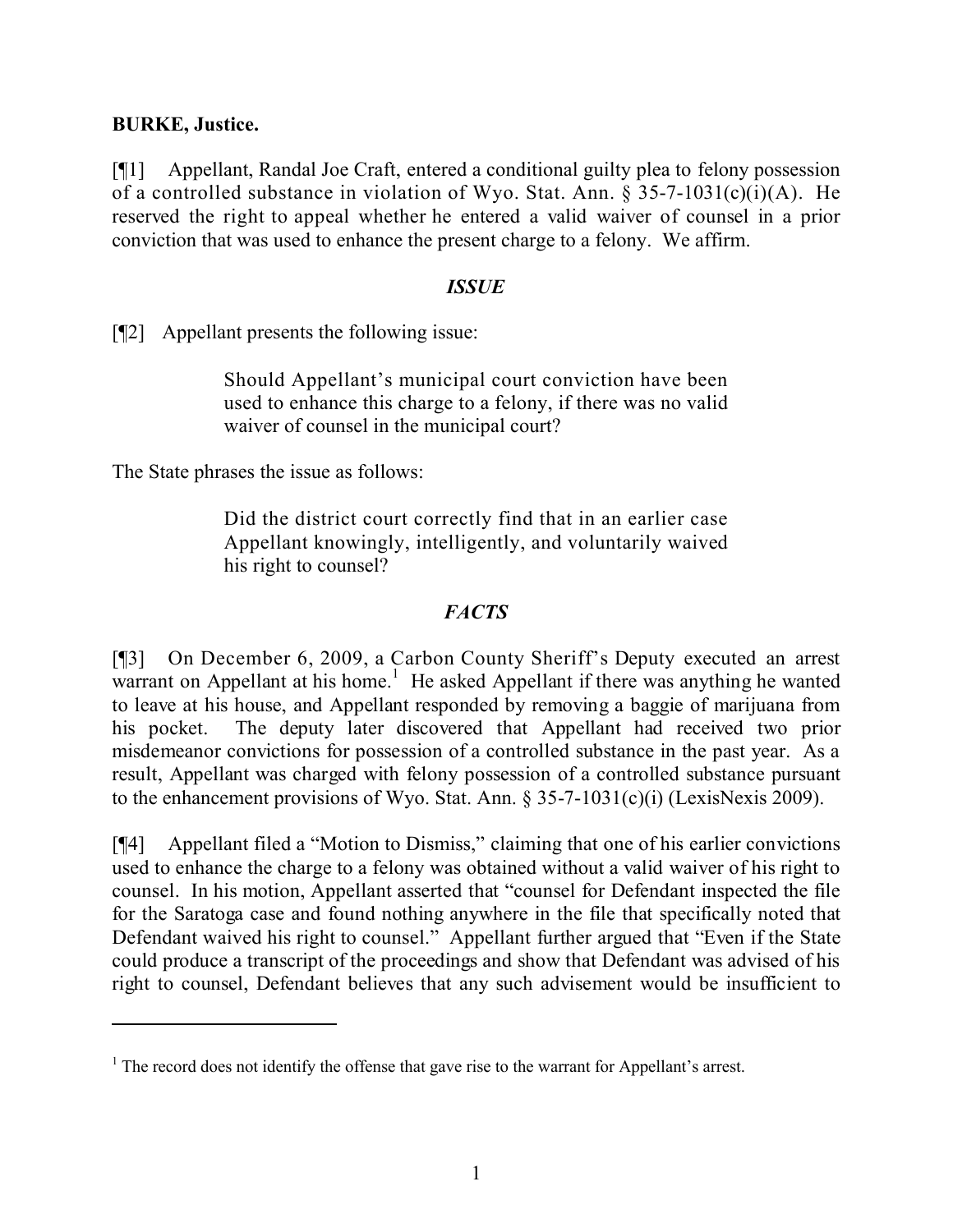**BURKE, Justice.**

[¶1] Appellant, Randal Joe Craft, entered a conditional guilty plea to felony possession of a controlled substance in violation of Wyo. Stat. Ann. § 35-7-1031(c)(i)(A). He reserved the right to appeal whether he entered a valid waiver of counsel in a prior conviction that was used to enhance the present charge to a felony. We affirm.

### *ISSUE*

[¶2] Appellant presents the following issue:

> Should Appellant's municipal court conviction have been used to enhance this charge to a felony, if there was no valid waiver of counsel in the municipal court?

The State phrases the issue as follows:

> Did the district court correctly find that in an earlier case Appellant knowingly, intelligently, and voluntarily waived his right to counsel?

### *FACTS*

[¶3] On December 6, 2009, a Carbon County Sheriff's Deputy executed an arrest warrant on Appellant at his home.[1] He asked Appellant if there was anything he wanted to leave at his house, and Appellant responded by removing a baggie of marijuana from his pocket. The deputy later discovered that Appellant had received two prior misdemeanor convictions for possession of a controlled substance in the past year. As a result, Appellant was charged with felony possession of a controlled substance pursuant to the enhancement provisions of Wyo. Stat. Ann. § 35-7-1031(c)(i) (LexisNexis 2009).

[¶4] Appellant filed a "Motion to Dismiss," claiming that one of his earlier convictions used to enhance the charge to a felony was obtained without a valid waiver of his right to counsel. In his motion, Appellant asserted that "counsel for Defendant inspected the file for the Saratoga case and found nothing anywhere in the file that specifically noted that Defendant waived his right to counsel." Appellant further argued that "Even if the State could produce a transcript of the proceedings and show that Defendant was advised of his right to counsel, Defendant believes that any such advisement would be insufficient to

---

[1] The record does not identify the offense that gave rise to the warrant for Appellant's arrest.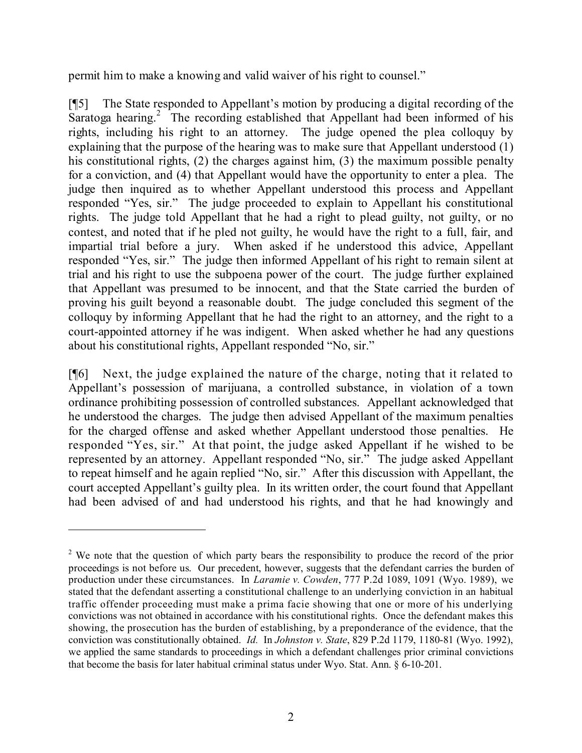permit him to make a knowing and valid waiver of his right to counsel."

[¶5] The State responded to Appellant's motion by producing a digital recording of the Saratoga hearing.[2] The recording established that Appellant had been informed of his rights, including his right to an attorney. The judge opened the plea colloquy by explaining that the purpose of the hearing was to make sure that Appellant understood (1) his constitutional rights, (2) the charges against him, (3) the maximum possible penalty for a conviction, and (4) that Appellant would have the opportunity to enter a plea. The judge then inquired as to whether Appellant understood this process and Appellant responded "Yes, sir." The judge proceeded to explain to Appellant his constitutional rights. The judge told Appellant that he had a right to plead guilty, not guilty, or no contest, and noted that if he pled not guilty, he would have the right to a full, fair, and impartial trial before a jury. When asked if he understood this advice, Appellant responded "Yes, sir." The judge then informed Appellant of his right to remain silent at trial and his right to use the subpoena power of the court. The judge further explained that Appellant was presumed to be innocent, and that the State carried the burden of proving his guilt beyond a reasonable doubt. The judge concluded this segment of the colloquy by informing Appellant that he had the right to an attorney, and the right to a court-appointed attorney if he was indigent. When asked whether he had any questions about his constitutional rights, Appellant responded "No, sir."

[¶6] Next, the judge explained the nature of the charge, noting that it related to Appellant's possession of marijuana, a controlled substance, in violation of a town ordinance prohibiting possession of controlled substances. Appellant acknowledged that he understood the charges. The judge then advised Appellant of the maximum penalties for the charged offense and asked whether Appellant understood those penalties. He responded "Yes, sir." At that point, the judge asked Appellant if he wished to be represented by an attorney. Appellant responded "No, sir." The judge asked Appellant to repeat himself and he again replied "No, sir." After this discussion with Appellant, the court accepted Appellant's guilty plea. In its written order, the court found that Appellant had been advised of and had understood his rights, and that he had knowingly and

---

[2] We note that the question of which party bears the responsibility to produce the record of the prior proceedings is not before us. Our precedent, however, suggests that the defendant carries the burden of production under these circumstances. In *Laramie v. Cowden*, 777 P.2d 1089, 1091 (Wyo. 1989), we stated that the defendant asserting a constitutional challenge to an underlying conviction in an habitual traffic offender proceeding must make a prima facie showing that one or more of his underlying convictions was not obtained in accordance with his constitutional rights. Once the defendant makes this showing, the prosecution has the burden of establishing, by a preponderance of the evidence, that the conviction was constitutionally obtained. *Id.* In *Johnston v. State*, 829 P.2d 1179, 1180-81 (Wyo. 1992), we applied the same standards to proceedings in which a defendant challenges prior criminal convictions that become the basis for later habitual criminal status under Wyo. Stat. Ann. § 6-10-201.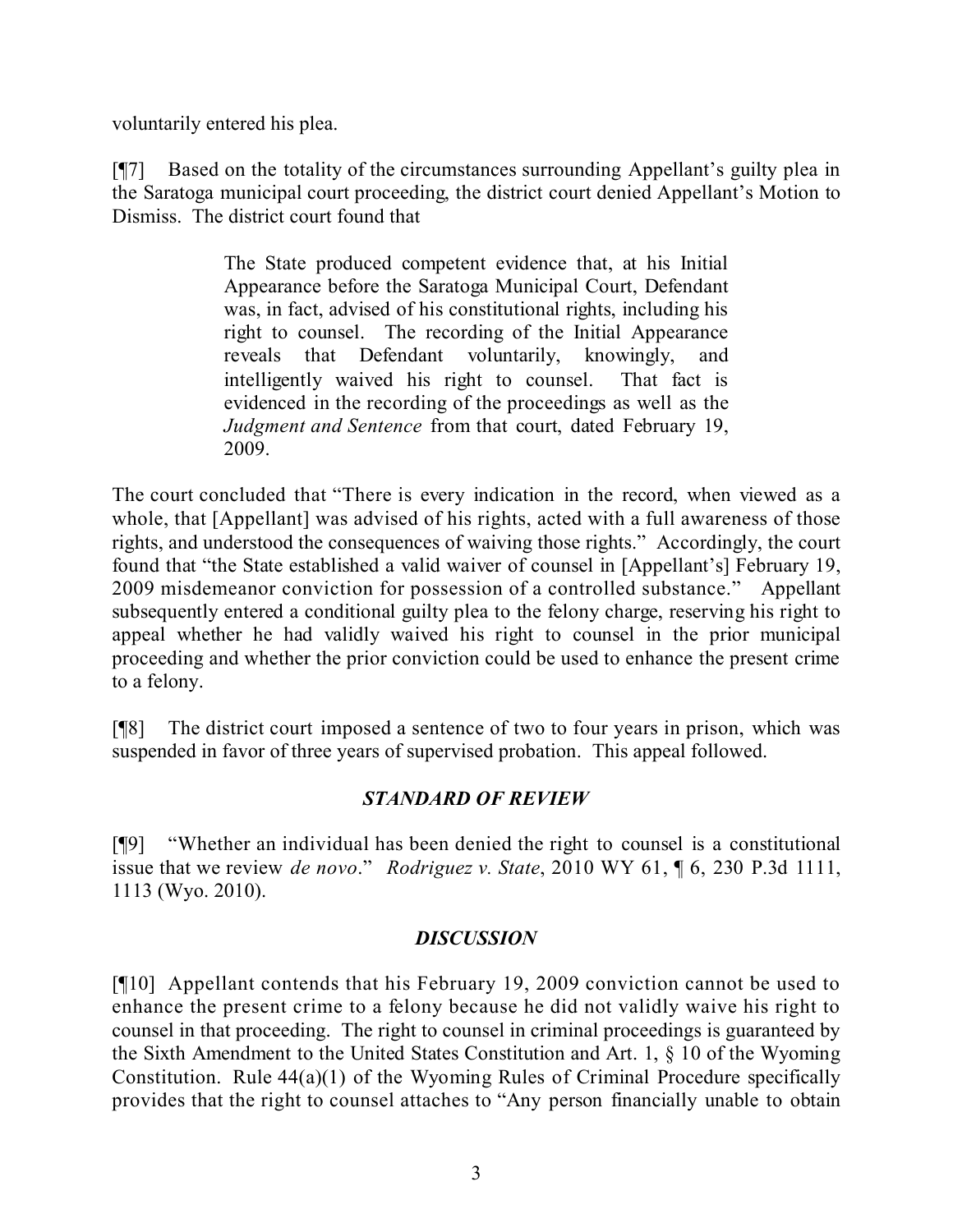voluntarily entered his plea.

[¶7] Based on the totality of the circumstances surrounding Appellant's guilty plea in the Saratoga municipal court proceeding, the district court denied Appellant's Motion to Dismiss. The district court found that

> The State produced competent evidence that, at his Initial Appearance before the Saratoga Municipal Court, Defendant was, in fact, advised of his constitutional rights, including his right to counsel. The recording of the Initial Appearance reveals that Defendant voluntarily, knowingly, and intelligently waived his right to counsel. That fact is evidenced in the recording of the proceedings as well as the *Judgment and Sentence* from that court, dated February 19, 2009.

The court concluded that "There is every indication in the record, when viewed as a whole, that [Appellant] was advised of his rights, acted with a full awareness of those rights, and understood the consequences of waiving those rights." Accordingly, the court found that "the State established a valid waiver of counsel in [Appellant's] February 19, 2009 misdemeanor conviction for possession of a controlled substance." Appellant subsequently entered a conditional guilty plea to the felony charge, reserving his right to appeal whether he had validly waived his right to counsel in the prior municipal proceeding and whether the prior conviction could be used to enhance the present crime to a felony.

[¶8] The district court imposed a sentence of two to four years in prison, which was suspended in favor of three years of supervised probation. This appeal followed.

## *STANDARD OF REVIEW*

[¶9] "Whether an individual has been denied the right to counsel is a constitutional issue that we review *de novo*." *Rodriguez v. State*, 2010 WY 61, ¶ 6, 230 P.3d 1111, 1113 (Wyo. 2010).

## *DISCUSSION*

[¶10] Appellant contends that his February 19, 2009 conviction cannot be used to enhance the present crime to a felony because he did not validly waive his right to counsel in that proceeding. The right to counsel in criminal proceedings is guaranteed by the Sixth Amendment to the United States Constitution and Art. 1, § 10 of the Wyoming Constitution. Rule 44(a)(1) of the Wyoming Rules of Criminal Procedure specifically provides that the right to counsel attaches to "Any person financially unable to obtain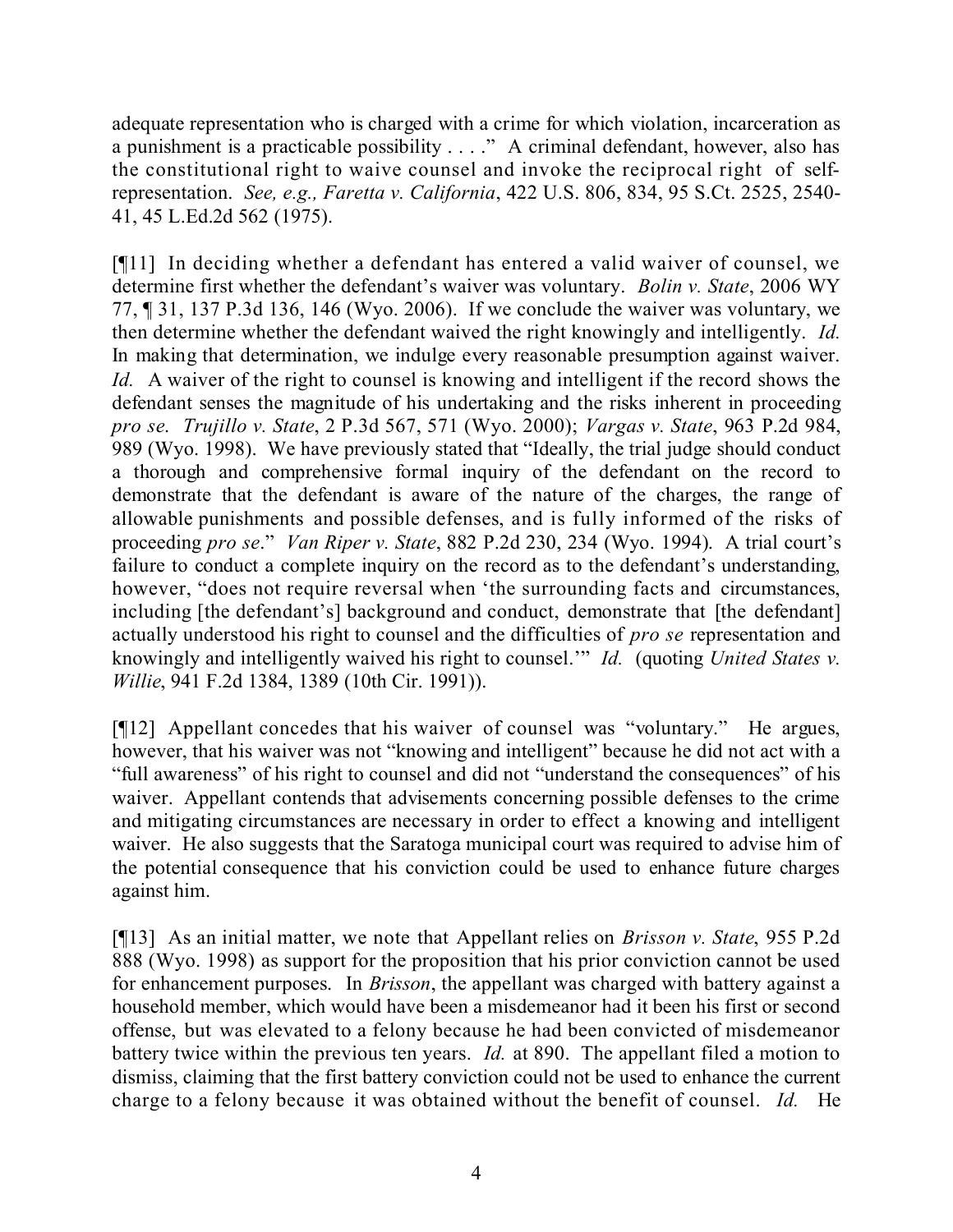adequate representation who is charged with a crime for which violation, incarceration as a punishment is a practicable possibility . . . ." A criminal defendant, however, also has the constitutional right to waive counsel and invoke the reciprocal right of self-representation. *See, e.g., Faretta v. California*, 422 U.S. 806, 834, 95 S.Ct. 2525, 2540-41, 45 L.Ed.2d 562 (1975).

[¶11] In deciding whether a defendant has entered a valid waiver of counsel, we determine first whether the defendant's waiver was voluntary. *Bolin v. State*, 2006 WY 77, ¶ 31, 137 P.3d 136, 146 (Wyo. 2006). If we conclude the waiver was voluntary, we then determine whether the defendant waived the right knowingly and intelligently. *Id.* In making that determination, we indulge every reasonable presumption against waiver. *Id.* A waiver of the right to counsel is knowing and intelligent if the record shows the defendant senses the magnitude of his undertaking and the risks inherent in proceeding *pro se*. *Trujillo v. State*, 2 P.3d 567, 571 (Wyo. 2000); *Vargas v. State*, 963 P.2d 984, 989 (Wyo. 1998). We have previously stated that "Ideally, the trial judge should conduct a thorough and comprehensive formal inquiry of the defendant on the record to demonstrate that the defendant is aware of the nature of the charges, the range of allowable punishments and possible defenses, and is fully informed of the risks of proceeding *pro se*." *Van Riper v. State*, 882 P.2d 230, 234 (Wyo. 1994). A trial court's failure to conduct a complete inquiry on the record as to the defendant's understanding, however, "does not require reversal when 'the surrounding facts and circumstances, including [the defendant's] background and conduct, demonstrate that [the defendant] actually understood his right to counsel and the difficulties of *pro se* representation and knowingly and intelligently waived his right to counsel.'" *Id.* (quoting *United States v. Willie*, 941 F.2d 1384, 1389 (10th Cir. 1991)).

[¶12] Appellant concedes that his waiver of counsel was "voluntary." He argues, however, that his waiver was not "knowing and intelligent" because he did not act with a "full awareness" of his right to counsel and did not "understand the consequences" of his waiver. Appellant contends that advisements concerning possible defenses to the crime and mitigating circumstances are necessary in order to effect a knowing and intelligent waiver. He also suggests that the Saratoga municipal court was required to advise him of the potential consequence that his conviction could be used to enhance future charges against him.

[¶13] As an initial matter, we note that Appellant relies on *Brisson v. State*, 955 P.2d 888 (Wyo. 1998) as support for the proposition that his prior conviction cannot be used for enhancement purposes. In *Brisson*, the appellant was charged with battery against a household member, which would have been a misdemeanor had it been his first or second offense, but was elevated to a felony because he had been convicted of misdemeanor battery twice within the previous ten years. *Id.* at 890. The appellant filed a motion to dismiss, claiming that the first battery conviction could not be used to enhance the current charge to a felony because it was obtained without the benefit of counsel. *Id.* He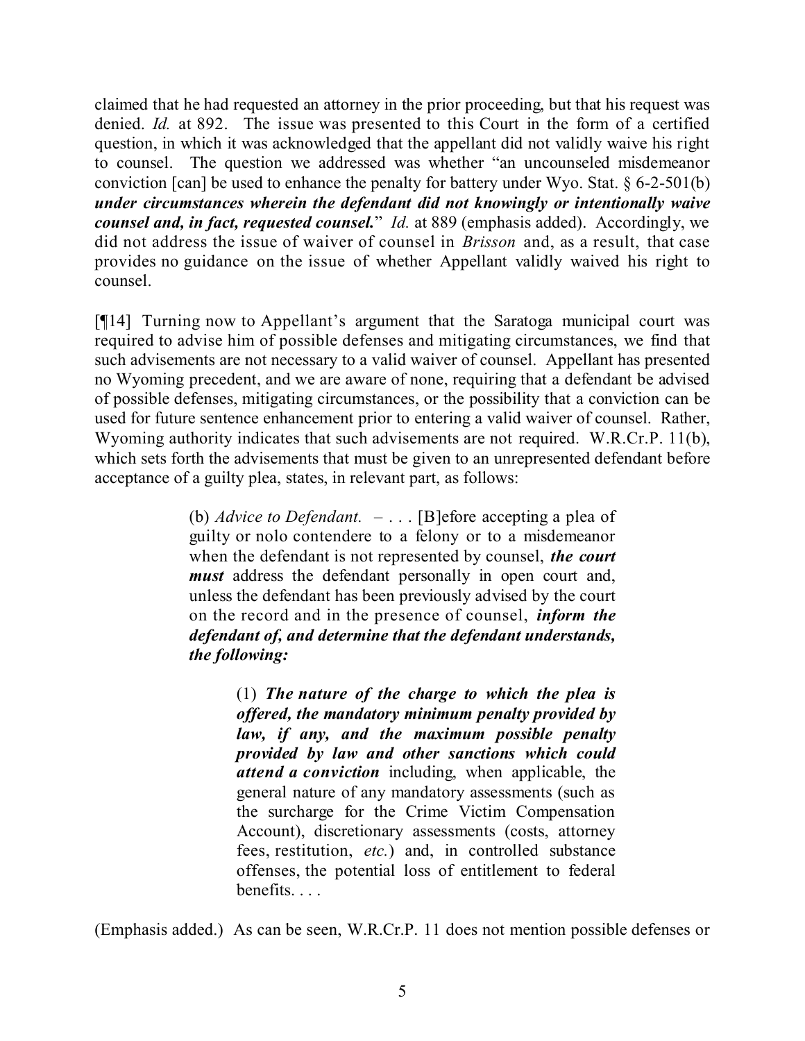claimed that he had requested an attorney in the prior proceeding, but that his request was denied. *Id.* at 892. The issue was presented to this Court in the form of a certified question, in which it was acknowledged that the appellant did not validly waive his right to counsel. The question we addressed was whether "an uncounseled misdemeanor conviction [can] be used to enhance the penalty for battery under Wyo. Stat. § 6-2-501(b) ***under circumstances wherein the defendant did not knowingly or intentionally waive counsel and, in fact, requested counsel.***" *Id.* at 889 (emphasis added). Accordingly, we did not address the issue of waiver of counsel in *Brisson* and, as a result, that case provides no guidance on the issue of whether Appellant validly waived his right to counsel.

[¶14] Turning now to Appellant's argument that the Saratoga municipal court was required to advise him of possible defenses and mitigating circumstances, we find that such advisements are not necessary to a valid waiver of counsel. Appellant has presented no Wyoming precedent, and we are aware of none, requiring that a defendant be advised of possible defenses, mitigating circumstances, or the possibility that a conviction can be used for future sentence enhancement prior to entering a valid waiver of counsel. Rather, Wyoming authority indicates that such advisements are not required. W.R.Cr.P. 11(b), which sets forth the advisements that must be given to an unrepresented defendant before acceptance of a guilty plea, states, in relevant part, as follows:

> (b) *Advice to Defendant.* – . . . [B]efore accepting a plea of guilty or nolo contendere to a felony or to a misdemeanor when the defendant is not represented by counsel, ***the court must*** address the defendant personally in open court and, unless the defendant has been previously advised by the court on the record and in the presence of counsel, ***inform the defendant of, and determine that the defendant understands, the following:***
>
> > (1) ***The nature of the charge to which the plea is offered, the mandatory minimum penalty provided by law, if any, and the maximum possible penalty provided by law and other sanctions which could attend a conviction*** including, when applicable, the general nature of any mandatory assessments (such as the surcharge for the Crime Victim Compensation Account), discretionary assessments (costs, attorney fees, restitution, *etc.*) and, in controlled substance offenses, the potential loss of entitlement to federal benefits. . . .

(Emphasis added.) As can be seen, W.R.Cr.P. 11 does not mention possible defenses or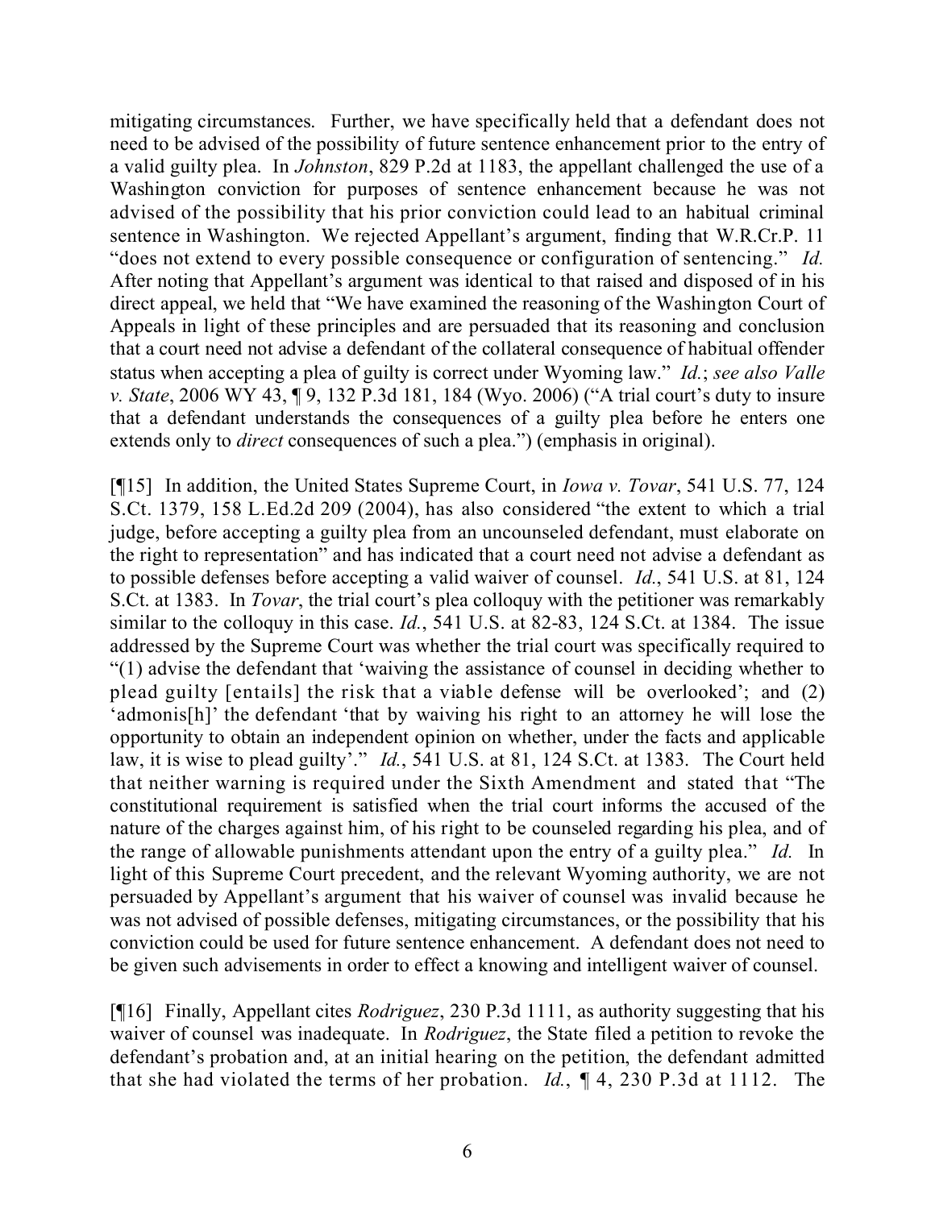mitigating circumstances. Further, we have specifically held that a defendant does not need to be advised of the possibility of future sentence enhancement prior to the entry of a valid guilty plea. In *Johnston*, 829 P.2d at 1183, the appellant challenged the use of a Washington conviction for purposes of sentence enhancement because he was not advised of the possibility that his prior conviction could lead to an habitual criminal sentence in Washington. We rejected Appellant's argument, finding that W.R.Cr.P. 11 "does not extend to every possible consequence or configuration of sentencing." *Id.* After noting that Appellant's argument was identical to that raised and disposed of in his direct appeal, we held that "We have examined the reasoning of the Washington Court of Appeals in light of these principles and are persuaded that its reasoning and conclusion that a court need not advise a defendant of the collateral consequence of habitual offender status when accepting a plea of guilty is correct under Wyoming law." *Id.*; *see also Valle v. State*, 2006 WY 43, ¶ 9, 132 P.3d 181, 184 (Wyo. 2006) ("A trial court's duty to insure that a defendant understands the consequences of a guilty plea before he enters one extends only to *direct* consequences of such a plea.") (emphasis in original).

[¶15] In addition, the United States Supreme Court, in *Iowa v. Tovar*, 541 U.S. 77, 124 S.Ct. 1379, 158 L.Ed.2d 209 (2004), has also considered "the extent to which a trial judge, before accepting a guilty plea from an uncounseled defendant, must elaborate on the right to representation" and has indicated that a court need not advise a defendant as to possible defenses before accepting a valid waiver of counsel. *Id.*, 541 U.S. at 81, 124 S.Ct. at 1383. In *Tovar*, the trial court's plea colloquy with the petitioner was remarkably similar to the colloquy in this case. *Id.*, 541 U.S. at 82-83, 124 S.Ct. at 1384. The issue addressed by the Supreme Court was whether the trial court was specifically required to "(1) advise the defendant that 'waiving the assistance of counsel in deciding whether to plead guilty [entails] the risk that a viable defense will be overlooked'; and (2) 'admonis[h]' the defendant 'that by waiving his right to an attorney he will lose the opportunity to obtain an independent opinion on whether, under the facts and applicable law, it is wise to plead guilty'." *Id.*, 541 U.S. at 81, 124 S.Ct. at 1383. The Court held that neither warning is required under the Sixth Amendment and stated that "The constitutional requirement is satisfied when the trial court informs the accused of the nature of the charges against him, of his right to be counseled regarding his plea, and of the range of allowable punishments attendant upon the entry of a guilty plea." *Id.* In light of this Supreme Court precedent, and the relevant Wyoming authority, we are not persuaded by Appellant's argument that his waiver of counsel was invalid because he was not advised of possible defenses, mitigating circumstances, or the possibility that his conviction could be used for future sentence enhancement. A defendant does not need to be given such advisements in order to effect a knowing and intelligent waiver of counsel.

[¶16] Finally, Appellant cites *Rodriguez*, 230 P.3d 1111, as authority suggesting that his waiver of counsel was inadequate. In *Rodriguez*, the State filed a petition to revoke the defendant's probation and, at an initial hearing on the petition, the defendant admitted that she had violated the terms of her probation. *Id.*, ¶ 4, 230 P.3d at 1112. The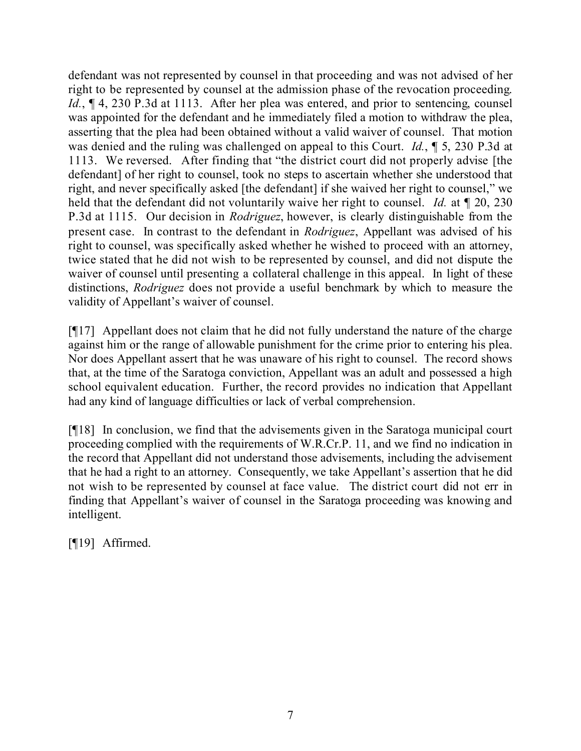defendant was not represented by counsel in that proceeding and was not advised of her right to be represented by counsel at the admission phase of the revocation proceeding. *Id.*, ¶ 4, 230 P.3d at 1113. After her plea was entered, and prior to sentencing, counsel was appointed for the defendant and he immediately filed a motion to withdraw the plea, asserting that the plea had been obtained without a valid waiver of counsel. That motion was denied and the ruling was challenged on appeal to this Court. *Id.*, ¶ 5, 230 P.3d at 1113. We reversed. After finding that "the district court did not properly advise [the defendant] of her right to counsel, took no steps to ascertain whether she understood that right, and never specifically asked [the defendant] if she waived her right to counsel," we held that the defendant did not voluntarily waive her right to counsel. *Id.* at ¶ 20, 230 P.3d at 1115. Our decision in *Rodriguez*, however, is clearly distinguishable from the present case. In contrast to the defendant in *Rodriguez*, Appellant was advised of his right to counsel, was specifically asked whether he wished to proceed with an attorney, twice stated that he did not wish to be represented by counsel, and did not dispute the waiver of counsel until presenting a collateral challenge in this appeal. In light of these distinctions, *Rodriguez* does not provide a useful benchmark by which to measure the validity of Appellant's waiver of counsel.

[¶17] Appellant does not claim that he did not fully understand the nature of the charge against him or the range of allowable punishment for the crime prior to entering his plea. Nor does Appellant assert that he was unaware of his right to counsel. The record shows that, at the time of the Saratoga conviction, Appellant was an adult and possessed a high school equivalent education. Further, the record provides no indication that Appellant had any kind of language difficulties or lack of verbal comprehension.

[¶18] In conclusion, we find that the advisements given in the Saratoga municipal court proceeding complied with the requirements of W.R.Cr.P. 11, and we find no indication in the record that Appellant did not understand those advisements, including the advisement that he had a right to an attorney. Consequently, we take Appellant's assertion that he did not wish to be represented by counsel at face value. The district court did not err in finding that Appellant's waiver of counsel in the Saratoga proceeding was knowing and intelligent.

[¶19] Affirmed.